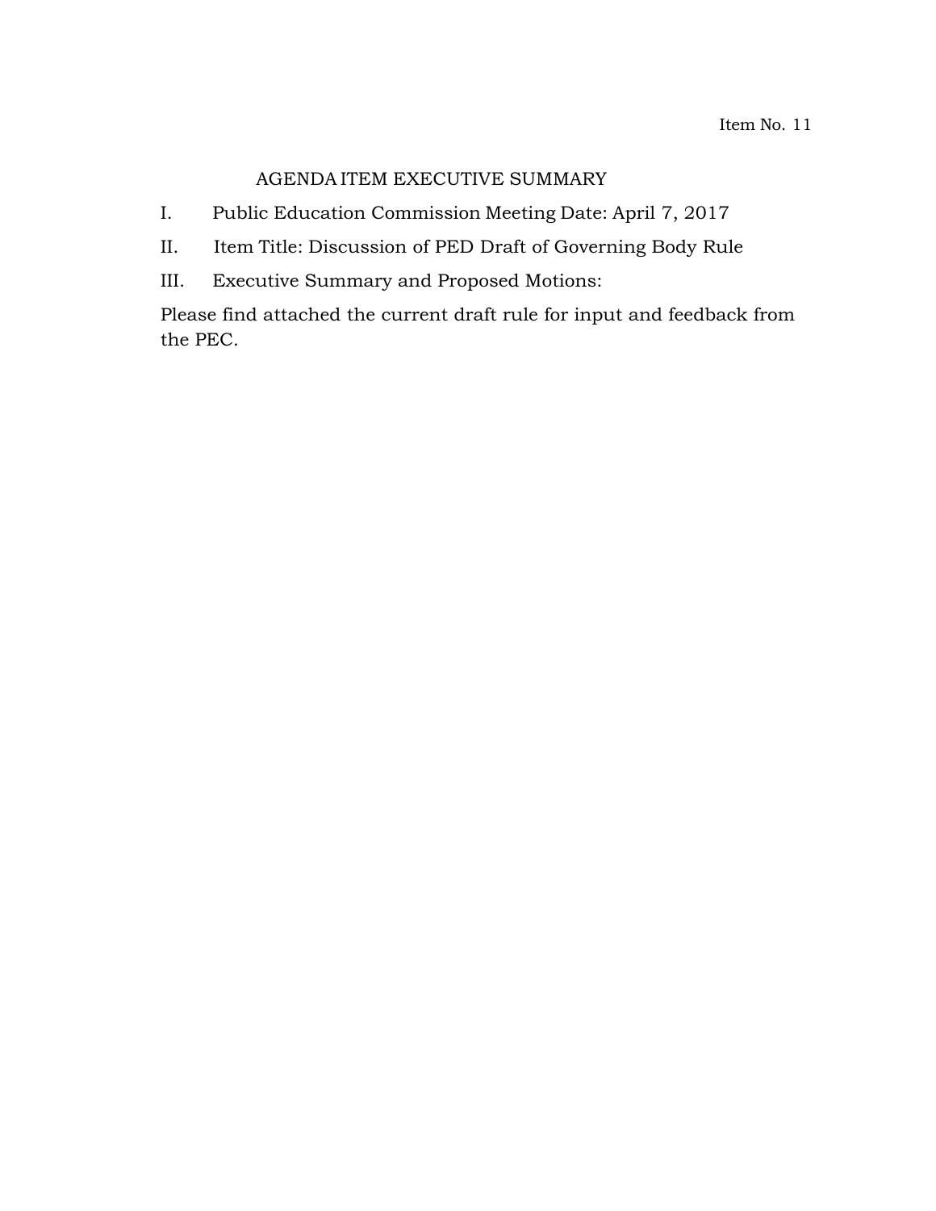Item No. 11

# AGENDA ITEM EXECUTIVE SUMMARY

I. Public Education Commission Meeting Date: April 7, 2017

II. Item Title: Discussion of PED Draft of Governing Body Rule

III. Executive Summary and Proposed Motions:

Please find attached the current draft rule for input and feedback from the PEC.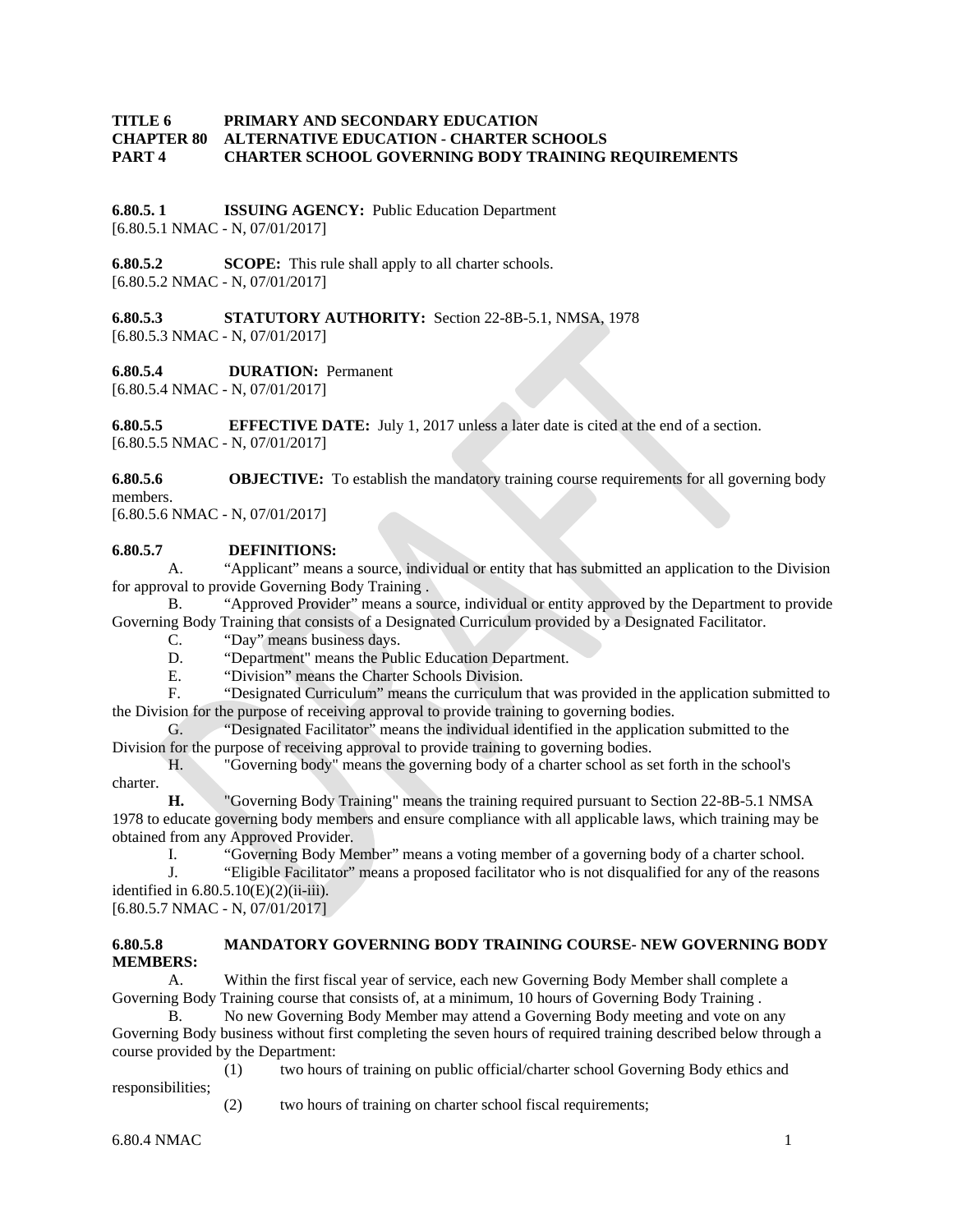**TITLE 6 PRIMARY AND SECONDARY EDUCATION**
**CHAPTER 80 ALTERNATIVE EDUCATION - CHARTER SCHOOLS**
**PART 4 CHARTER SCHOOL GOVERNING BODY TRAINING REQUIREMENTS**

**6.80.5. 1 ISSUING AGENCY:** Public Education Department
[6.80.5.1 NMAC - N, 07/01/2017]

**6.80.5.2 SCOPE:** This rule shall apply to all charter schools.
[6.80.5.2 NMAC - N, 07/01/2017]

**6.80.5.3 STATUTORY AUTHORITY:** Section 22-8B-5.1, NMSA, 1978
[6.80.5.3 NMAC - N, 07/01/2017]

**6.80.5.4 DURATION:** Permanent
[6.80.5.4 NMAC - N, 07/01/2017]

**6.80.5.5 EFFECTIVE DATE:** July 1, 2017 unless a later date is cited at the end of a section.
[6.80.5.5 NMAC - N, 07/01/2017]

**6.80.5.6 OBJECTIVE:** To establish the mandatory training course requirements for all governing body members.
[6.80.5.6 NMAC - N, 07/01/2017]

**6.80.5.7 DEFINITIONS:**

A. "Applicant" means a source, individual or entity that has submitted an application to the Division for approval to provide Governing Body Training .

B. "Approved Provider" means a source, individual or entity approved by the Department to provide Governing Body Training that consists of a Designated Curriculum provided by a Designated Facilitator.

C. "Day" means business days.

D. "Department" means the Public Education Department.

E. "Division" means the Charter Schools Division.

F. "Designated Curriculum" means the curriculum that was provided in the application submitted to the Division for the purpose of receiving approval to provide training to governing bodies.

G. "Designated Facilitator" means the individual identified in the application submitted to the Division for the purpose of receiving approval to provide training to governing bodies.

H. "Governing body" means the governing body of a charter school as set forth in the school's charter.

**H.** "Governing Body Training" means the training required pursuant to Section 22-8B-5.1 NMSA 1978 to educate governing body members and ensure compliance with all applicable laws, which training may be obtained from any Approved Provider.

I. "Governing Body Member" means a voting member of a governing body of a charter school.

J. "Eligible Facilitator" means a proposed facilitator who is not disqualified for any of the reasons identified in 6.80.5.10(E)(2)(ii-iii).
[6.80.5.7 NMAC - N, 07/01/2017]

**6.80.5.8 MANDATORY GOVERNING BODY TRAINING COURSE- NEW GOVERNING BODY MEMBERS:**

A. Within the first fiscal year of service, each new Governing Body Member shall complete a Governing Body Training course that consists of, at a minimum, 10 hours of Governing Body Training .

B. No new Governing Body Member may attend a Governing Body meeting and vote on any Governing Body business without first completing the seven hours of required training described below through a course provided by the Department:

(1) two hours of training on public official/charter school Governing Body ethics and responsibilities;

(2) two hours of training on charter school fiscal requirements;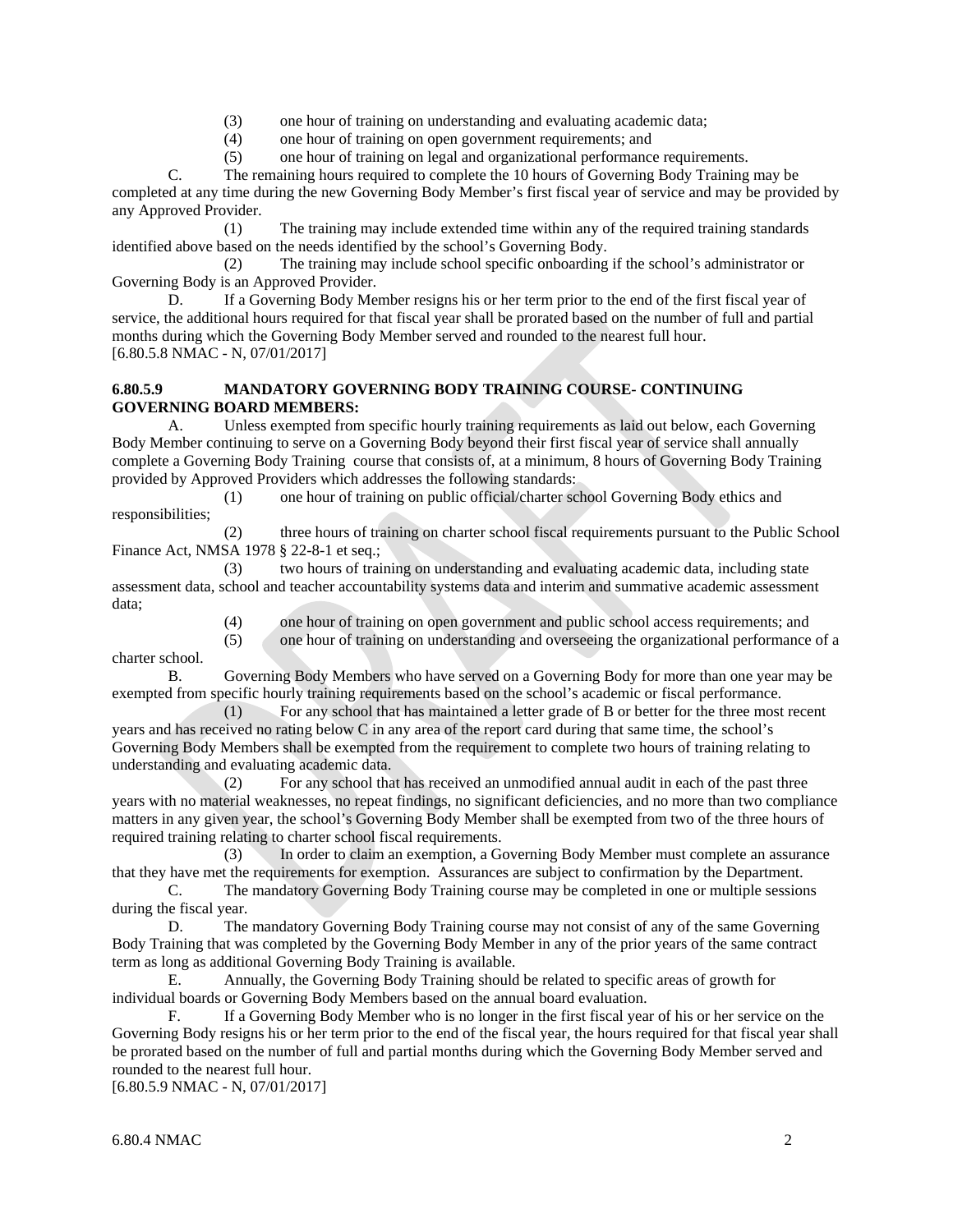(3) one hour of training on understanding and evaluating academic data;

(4) one hour of training on open government requirements; and

(5) one hour of training on legal and organizational performance requirements.

C. The remaining hours required to complete the 10 hours of Governing Body Training may be completed at any time during the new Governing Body Member's first fiscal year of service and may be provided by any Approved Provider.

(1) The training may include extended time within any of the required training standards identified above based on the needs identified by the school's Governing Body.

(2) The training may include school specific onboarding if the school's administrator or Governing Body is an Approved Provider.

D. If a Governing Body Member resigns his or her term prior to the end of the first fiscal year of service, the additional hours required for that fiscal year shall be prorated based on the number of full and partial months during which the Governing Body Member served and rounded to the nearest full hour.

[6.80.5.8 NMAC - N, 07/01/2017]

**6.80.5.9 MANDATORY GOVERNING BODY TRAINING COURSE- CONTINUING GOVERNING BOARD MEMBERS:**

A. Unless exempted from specific hourly training requirements as laid out below, each Governing Body Member continuing to serve on a Governing Body beyond their first fiscal year of service shall annually complete a Governing Body Training course that consists of, at a minimum, 8 hours of Governing Body Training provided by Approved Providers which addresses the following standards:

(1) one hour of training on public official/charter school Governing Body ethics and responsibilities;

(2) three hours of training on charter school fiscal requirements pursuant to the Public School Finance Act, NMSA 1978 § 22-8-1 et seq.;

(3) two hours of training on understanding and evaluating academic data, including state assessment data, school and teacher accountability systems data and interim and summative academic assessment data;

(4) one hour of training on open government and public school access requirements; and

(5) one hour of training on understanding and overseeing the organizational performance of a charter school.

B. Governing Body Members who have served on a Governing Body for more than one year may be exempted from specific hourly training requirements based on the school's academic or fiscal performance.

(1) For any school that has maintained a letter grade of B or better for the three most recent years and has received no rating below C in any area of the report card during that same time, the school's Governing Body Members shall be exempted from the requirement to complete two hours of training relating to understanding and evaluating academic data.

(2) For any school that has received an unmodified annual audit in each of the past three years with no material weaknesses, no repeat findings, no significant deficiencies, and no more than two compliance matters in any given year, the school's Governing Body Member shall be exempted from two of the three hours of required training relating to charter school fiscal requirements.

(3) In order to claim an exemption, a Governing Body Member must complete an assurance that they have met the requirements for exemption. Assurances are subject to confirmation by the Department.

C. The mandatory Governing Body Training course may be completed in one or multiple sessions during the fiscal year.

D. The mandatory Governing Body Training course may not consist of any of the same Governing Body Training that was completed by the Governing Body Member in any of the prior years of the same contract term as long as additional Governing Body Training is available.

E. Annually, the Governing Body Training should be related to specific areas of growth for individual boards or Governing Body Members based on the annual board evaluation.

F. If a Governing Body Member who is no longer in the first fiscal year of his or her service on the Governing Body resigns his or her term prior to the end of the fiscal year, the hours required for that fiscal year shall be prorated based on the number of full and partial months during which the Governing Body Member served and rounded to the nearest full hour.

[6.80.5.9 NMAC - N, 07/01/2017]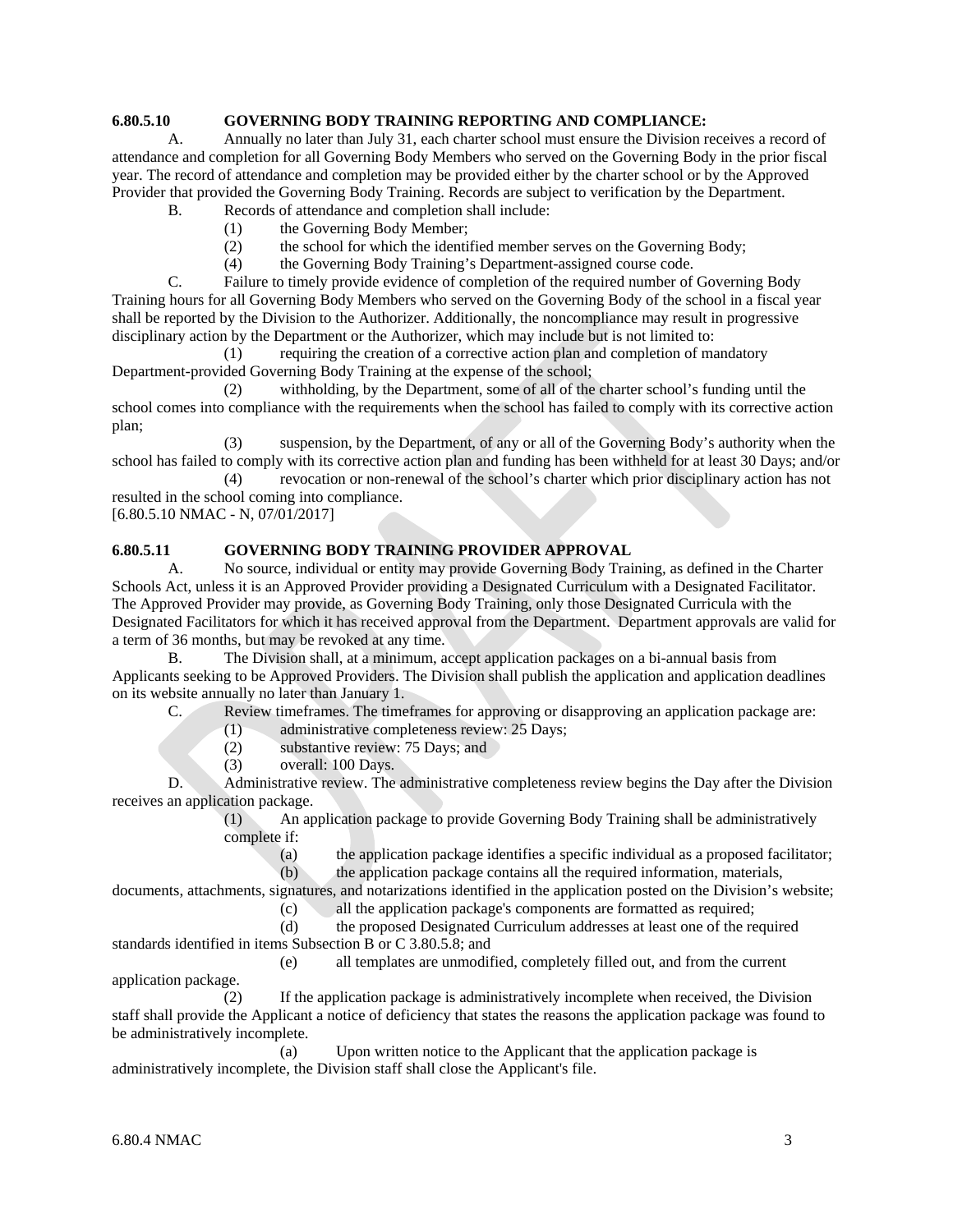**6.80.5.10 GOVERNING BODY TRAINING REPORTING AND COMPLIANCE:**

A. Annually no later than July 31, each charter school must ensure the Division receives a record of attendance and completion for all Governing Body Members who served on the Governing Body in the prior fiscal year. The record of attendance and completion may be provided either by the charter school or by the Approved Provider that provided the Governing Body Training. Records are subject to verification by the Department.

B. Records of attendance and completion shall include:

(1) the Governing Body Member;

(2) the school for which the identified member serves on the Governing Body;

(4) the Governing Body Training's Department-assigned course code.

C. Failure to timely provide evidence of completion of the required number of Governing Body Training hours for all Governing Body Members who served on the Governing Body of the school in a fiscal year shall be reported by the Division to the Authorizer. Additionally, the noncompliance may result in progressive disciplinary action by the Department or the Authorizer, which may include but is not limited to:

(1) requiring the creation of a corrective action plan and completion of mandatory Department-provided Governing Body Training at the expense of the school;

(2) withholding, by the Department, some of all of the charter school's funding until the school comes into compliance with the requirements when the school has failed to comply with its corrective action plan;

(3) suspension, by the Department, of any or all of the Governing Body's authority when the school has failed to comply with its corrective action plan and funding has been withheld for at least 30 Days; and/or

(4) revocation or non-renewal of the school's charter which prior disciplinary action has not resulted in the school coming into compliance.

[6.80.5.10 NMAC - N, 07/01/2017]

**6.80.5.11 GOVERNING BODY TRAINING PROVIDER APPROVAL**

A. No source, individual or entity may provide Governing Body Training, as defined in the Charter Schools Act, unless it is an Approved Provider providing a Designated Curriculum with a Designated Facilitator. The Approved Provider may provide, as Governing Body Training, only those Designated Curricula with the Designated Facilitators for which it has received approval from the Department. Department approvals are valid for a term of 36 months, but may be revoked at any time.

B. The Division shall, at a minimum, accept application packages on a bi-annual basis from Applicants seeking to be Approved Providers. The Division shall publish the application and application deadlines on its website annually no later than January 1.

C. Review timeframes. The timeframes for approving or disapproving an application package are:

(1) administrative completeness review: 25 Days;

(2) substantive review: 75 Days; and

(3) overall: 100 Days.

D. Administrative review. The administrative completeness review begins the Day after the Division receives an application package.

(1) An application package to provide Governing Body Training shall be administratively complete if:

(a) the application package identifies a specific individual as a proposed facilitator;

(b) the application package contains all the required information, materials, documents, attachments, signatures, and notarizations identified in the application posted on the Division's website;

(c) all the application package's components are formatted as required;

(d) the proposed Designated Curriculum addresses at least one of the required standards identified in items Subsection B or C 3.80.5.8; and

(e) all templates are unmodified, completely filled out, and from the current application package.

(2) If the application package is administratively incomplete when received, the Division staff shall provide the Applicant a notice of deficiency that states the reasons the application package was found to be administratively incomplete.

(a) Upon written notice to the Applicant that the application package is administratively incomplete, the Division staff shall close the Applicant's file.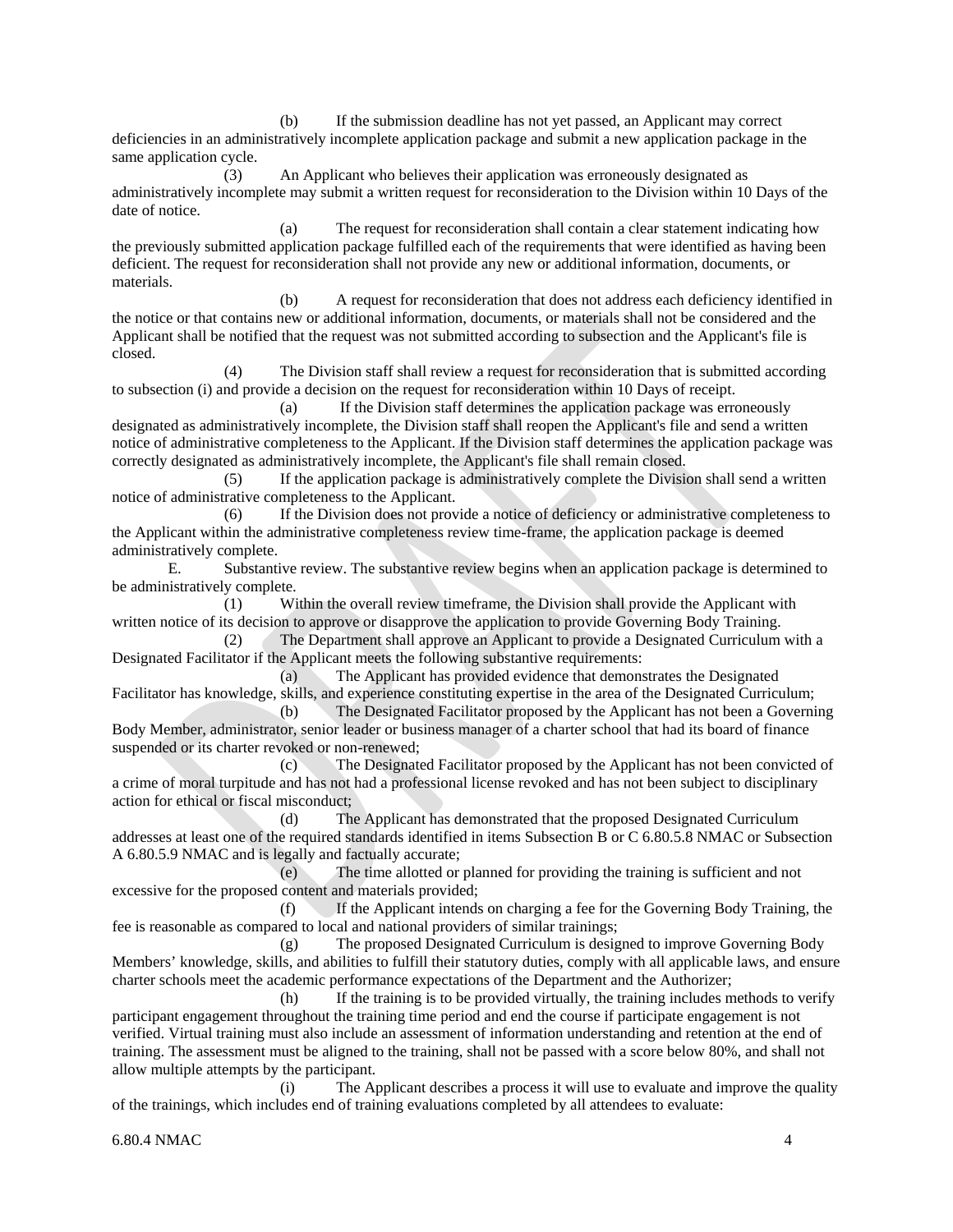(b) If the submission deadline has not yet passed, an Applicant may correct deficiencies in an administratively incomplete application package and submit a new application package in the same application cycle.

(3) An Applicant who believes their application was erroneously designated as administratively incomplete may submit a written request for reconsideration to the Division within 10 Days of the date of notice.

(a) The request for reconsideration shall contain a clear statement indicating how the previously submitted application package fulfilled each of the requirements that were identified as having been deficient. The request for reconsideration shall not provide any new or additional information, documents, or materials.

(b) A request for reconsideration that does not address each deficiency identified in the notice or that contains new or additional information, documents, or materials shall not be considered and the Applicant shall be notified that the request was not submitted according to subsection and the Applicant's file is closed.

(4) The Division staff shall review a request for reconsideration that is submitted according to subsection (i) and provide a decision on the request for reconsideration within 10 Days of receipt.

(a) If the Division staff determines the application package was erroneously designated as administratively incomplete, the Division staff shall reopen the Applicant's file and send a written notice of administrative completeness to the Applicant. If the Division staff determines the application package was correctly designated as administratively incomplete, the Applicant's file shall remain closed.

(5) If the application package is administratively complete the Division shall send a written notice of administrative completeness to the Applicant.

(6) If the Division does not provide a notice of deficiency or administrative completeness to the Applicant within the administrative completeness review time-frame, the application package is deemed administratively complete.

E. Substantive review. The substantive review begins when an application package is determined to be administratively complete.

(1) Within the overall review timeframe, the Division shall provide the Applicant with written notice of its decision to approve or disapprove the application to provide Governing Body Training.

(2) The Department shall approve an Applicant to provide a Designated Curriculum with a Designated Facilitator if the Applicant meets the following substantive requirements:

(a) The Applicant has provided evidence that demonstrates the Designated Facilitator has knowledge, skills, and experience constituting expertise in the area of the Designated Curriculum;

(b) The Designated Facilitator proposed by the Applicant has not been a Governing Body Member, administrator, senior leader or business manager of a charter school that had its board of finance suspended or its charter revoked or non-renewed;

(c) The Designated Facilitator proposed by the Applicant has not been convicted of a crime of moral turpitude and has not had a professional license revoked and has not been subject to disciplinary action for ethical or fiscal misconduct;

(d) The Applicant has demonstrated that the proposed Designated Curriculum addresses at least one of the required standards identified in items Subsection B or C 6.80.5.8 NMAC or Subsection A 6.80.5.9 NMAC and is legally and factually accurate;

(e) The time allotted or planned for providing the training is sufficient and not excessive for the proposed content and materials provided;

(f) If the Applicant intends on charging a fee for the Governing Body Training, the fee is reasonable as compared to local and national providers of similar trainings;

(g) The proposed Designated Curriculum is designed to improve Governing Body Members' knowledge, skills, and abilities to fulfill their statutory duties, comply with all applicable laws, and ensure charter schools meet the academic performance expectations of the Department and the Authorizer;

(h) If the training is to be provided virtually, the training includes methods to verify participant engagement throughout the training time period and end the course if participate engagement is not verified. Virtual training must also include an assessment of information understanding and retention at the end of training. The assessment must be aligned to the training, shall not be passed with a score below 80%, and shall not allow multiple attempts by the participant.

(i) The Applicant describes a process it will use to evaluate and improve the quality of the trainings, which includes end of training evaluations completed by all attendees to evaluate: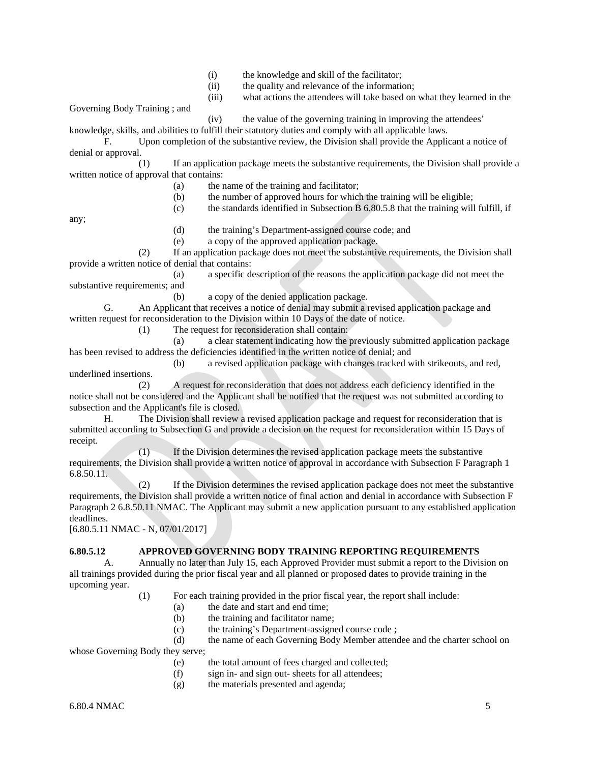(i) the knowledge and skill of the facilitator;

(ii) the quality and relevance of the information;

(iii) what actions the attendees will take based on what they learned in the Governing Body Training ; and

(iv) the value of the governing training in improving the attendees' knowledge, skills, and abilities to fulfill their statutory duties and comply with all applicable laws.

F. Upon completion of the substantive review, the Division shall provide the Applicant a notice of denial or approval.

(1) If an application package meets the substantive requirements, the Division shall provide a written notice of approval that contains:

(a) the name of the training and facilitator;

(b) the number of approved hours for which the training will be eligible;

(c) the standards identified in Subsection B 6.80.5.8 that the training will fulfill, if any;

(d) the training's Department-assigned course code; and

(e) a copy of the approved application package.

(2) If an application package does not meet the substantive requirements, the Division shall provide a written notice of denial that contains:

(a) a specific description of the reasons the application package did not meet the substantive requirements; and

(b) a copy of the denied application package.

G. An Applicant that receives a notice of denial may submit a revised application package and written request for reconsideration to the Division within 10 Days of the date of notice.

(1) The request for reconsideration shall contain:

(a) a clear statement indicating how the previously submitted application package has been revised to address the deficiencies identified in the written notice of denial; and

(b) a revised application package with changes tracked with strikeouts, and red, underlined insertions.

(2) A request for reconsideration that does not address each deficiency identified in the notice shall not be considered and the Applicant shall be notified that the request was not submitted according to subsection and the Applicant's file is closed.

H. The Division shall review a revised application package and request for reconsideration that is submitted according to Subsection G and provide a decision on the request for reconsideration within 15 Days of receipt.

(1) If the Division determines the revised application package meets the substantive requirements, the Division shall provide a written notice of approval in accordance with Subsection F Paragraph 1 6.8.50.11.

(2) If the Division determines the revised application package does not meet the substantive requirements, the Division shall provide a written notice of final action and denial in accordance with Subsection F Paragraph 2 6.8.50.11 NMAC. The Applicant may submit a new application pursuant to any established application deadlines.

[6.80.5.11 NMAC - N, 07/01/2017]

**6.80.5.12 APPROVED GOVERNING BODY TRAINING REPORTING REQUIREMENTS**

A. Annually no later than July 15, each Approved Provider must submit a report to the Division on all trainings provided during the prior fiscal year and all planned or proposed dates to provide training in the upcoming year.

(1) For each training provided in the prior fiscal year, the report shall include:

(a) the date and start and end time;

(b) the training and facilitator name;

(c) the training's Department-assigned course code ;

(d) the name of each Governing Body Member attendee and the charter school on whose Governing Body they serve;

(e) the total amount of fees charged and collected;

(f) sign in- and sign out- sheets for all attendees;

(g) the materials presented and agenda;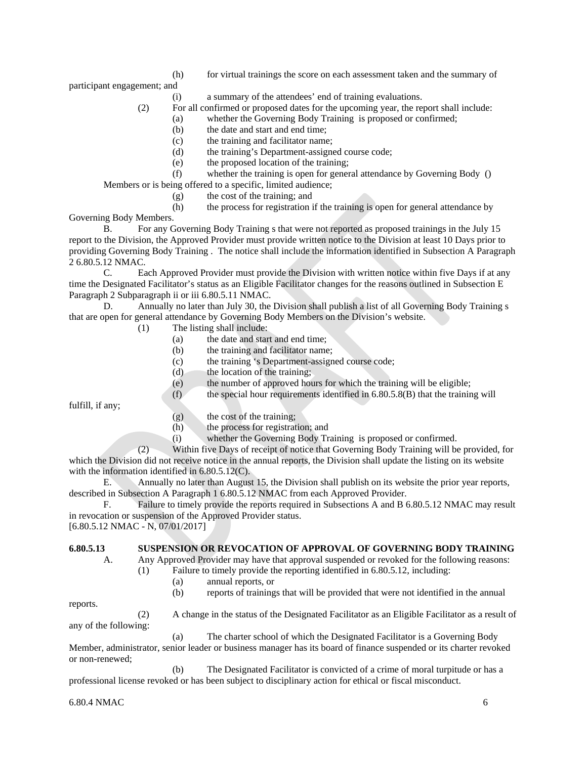(h) for virtual trainings the score on each assessment taken and the summary of participant engagement; and

(i) a summary of the attendees' end of training evaluations.

(2) For all confirmed or proposed dates for the upcoming year, the report shall include:

(a) whether the Governing Body Training is proposed or confirmed;

(b) the date and start and end time;

(c) the training and facilitator name;

(d) the training's Department-assigned course code;

(e) the proposed location of the training;

(f) whether the training is open for general attendance by Governing Body () Members or is being offered to a specific, limited audience;

(g) the cost of the training; and

(h) the process for registration if the training is open for general attendance by Governing Body Members.

B. For any Governing Body Training s that were not reported as proposed trainings in the July 15 report to the Division, the Approved Provider must provide written notice to the Division at least 10 Days prior to providing Governing Body Training . The notice shall include the information identified in Subsection A Paragraph 2 6.80.5.12 NMAC.

C. Each Approved Provider must provide the Division with written notice within five Days if at any time the Designated Facilitator's status as an Eligible Facilitator changes for the reasons outlined in Subsection E Paragraph 2 Subparagraph ii or iii 6.80.5.11 NMAC.

D. Annually no later than July 30, the Division shall publish a list of all Governing Body Training s that are open for general attendance by Governing Body Members on the Division's website.

(1) The listing shall include:

(a) the date and start and end time;

(b) the training and facilitator name;

(c) the training 's Department-assigned course code;

(d) the location of the training;

(e) the number of approved hours for which the training will be eligible;

(f) the special hour requirements identified in 6.80.5.8(B) that the training will fulfill, if any;

(g) the cost of the training;

(h) the process for registration; and

(i) whether the Governing Body Training is proposed or confirmed.

(2) Within five Days of receipt of notice that Governing Body Training will be provided, for which the Division did not receive notice in the annual reports, the Division shall update the listing on its website with the information identified in 6.80.5.12(C).

E. Annually no later than August 15, the Division shall publish on its website the prior year reports, described in Subsection A Paragraph 1 6.80.5.12 NMAC from each Approved Provider.

F. Failure to timely provide the reports required in Subsections A and B 6.80.5.12 NMAC may result in revocation or suspension of the Approved Provider status.

[6.80.5.12 NMAC - N, 07/01/2017]

**6.80.5.13 SUSPENSION OR REVOCATION OF APPROVAL OF GOVERNING BODY TRAINING**

A. Any Approved Provider may have that approval suspended or revoked for the following reasons:

(1) Failure to timely provide the reporting identified in 6.80.5.12, including:

(a) annual reports, or

(b) reports of trainings that will be provided that were not identified in the annual reports.

(2) A change in the status of the Designated Facilitator as an Eligible Facilitator as a result of any of the following:

(a) The charter school of which the Designated Facilitator is a Governing Body Member, administrator, senior leader or business manager has its board of finance suspended or its charter revoked or non-renewed;

(b) The Designated Facilitator is convicted of a crime of moral turpitude or has a professional license revoked or has been subject to disciplinary action for ethical or fiscal misconduct.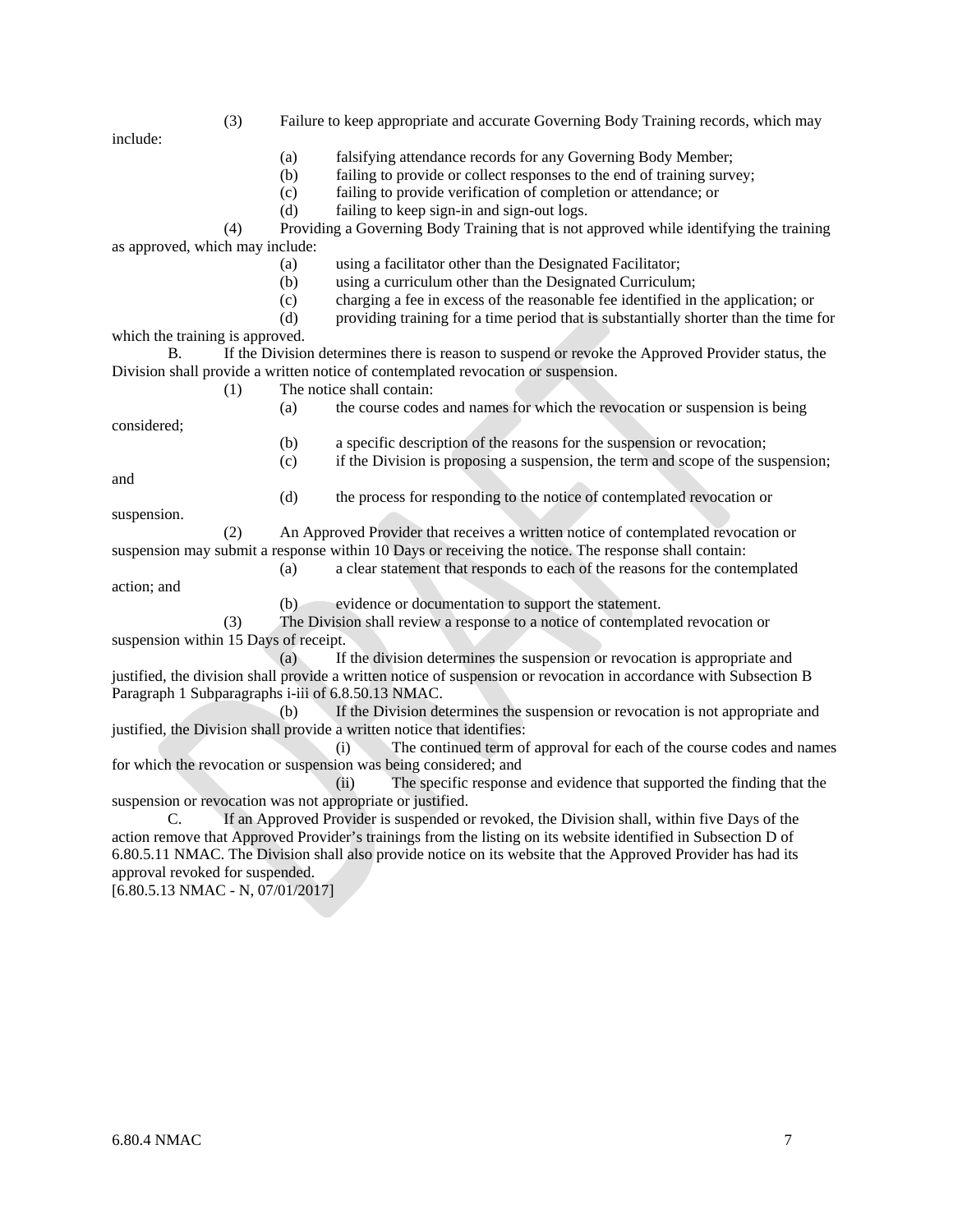(3) Failure to keep appropriate and accurate Governing Body Training records, which may include:

(a) falsifying attendance records for any Governing Body Member;

(b) failing to provide or collect responses to the end of training survey;

(c) failing to provide verification of completion or attendance; or

(d) failing to keep sign-in and sign-out logs.

(4) Providing a Governing Body Training that is not approved while identifying the training as approved, which may include:

(a) using a facilitator other than the Designated Facilitator;

(b) using a curriculum other than the Designated Curriculum;

(c) charging a fee in excess of the reasonable fee identified in the application; or

(d) providing training for a time period that is substantially shorter than the time for which the training is approved.

B. If the Division determines there is reason to suspend or revoke the Approved Provider status, the Division shall provide a written notice of contemplated revocation or suspension.

(1) The notice shall contain:

(a) the course codes and names for which the revocation or suspension is being considered;

(b) a specific description of the reasons for the suspension or revocation;

(c) if the Division is proposing a suspension, the term and scope of the suspension; and

(d) the process for responding to the notice of contemplated revocation or suspension.

(2) An Approved Provider that receives a written notice of contemplated revocation or suspension may submit a response within 10 Days or receiving the notice. The response shall contain:

(a) a clear statement that responds to each of the reasons for the contemplated action; and

(b) evidence or documentation to support the statement.

(3) The Division shall review a response to a notice of contemplated revocation or suspension within 15 Days of receipt.

(a) If the division determines the suspension or revocation is appropriate and justified, the division shall provide a written notice of suspension or revocation in accordance with Subsection B Paragraph 1 Subparagraphs i-iii of 6.8.50.13 NMAC.

(b) If the Division determines the suspension or revocation is not appropriate and justified, the Division shall provide a written notice that identifies:

(i) The continued term of approval for each of the course codes and names for which the revocation or suspension was being considered; and

(ii) The specific response and evidence that supported the finding that the suspension or revocation was not appropriate or justified.

C. If an Approved Provider is suspended or revoked, the Division shall, within five Days of the action remove that Approved Provider's trainings from the listing on its website identified in Subsection D of 6.80.5.11 NMAC. The Division shall also provide notice on its website that the Approved Provider has had its approval revoked for suspended.

[6.80.5.13 NMAC - N, 07/01/2017]